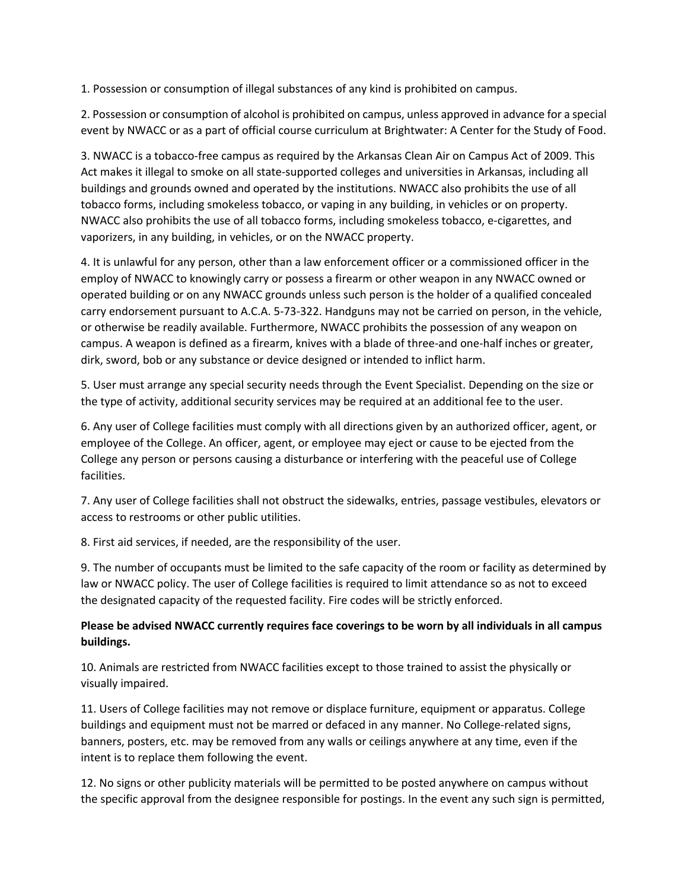1. Possession or consumption of illegal substances of any kind is prohibited on campus.

2. Possession or consumption of alcohol is prohibited on campus, unless approved in advance for a special event by NWACC or as a part of official course curriculum at Brightwater: A Center for the Study of Food.

3. NWACC is a tobacco-free campus as required by the Arkansas Clean Air on Campus Act of 2009. This Act makes it illegal to smoke on all state-supported colleges and universities in Arkansas, including all buildings and grounds owned and operated by the institutions. NWACC also prohibits the use of all tobacco forms, including smokeless tobacco, or vaping in any building, in vehicles or on property. NWACC also prohibits the use of all tobacco forms, including smokeless tobacco, e-cigarettes, and vaporizers, in any building, in vehicles, or on the NWACC property.

4. It is unlawful for any person, other than a law enforcement officer or a commissioned officer in the employ of NWACC to knowingly carry or possess a firearm or other weapon in any NWACC owned or operated building or on any NWACC grounds unless such person is the holder of a qualified concealed carry endorsement pursuant to A.C.A. 5-73-322. Handguns may not be carried on person, in the vehicle, or otherwise be readily available. Furthermore, NWACC prohibits the possession of any weapon on campus. A weapon is defined as a firearm, knives with a blade of three-and one-half inches or greater, dirk, sword, bob or any substance or device designed or intended to inflict harm.

5. User must arrange any special security needs through the Event Specialist. Depending on the size or the type of activity, additional security services may be required at an additional fee to the user.

6. Any user of College facilities must comply with all directions given by an authorized officer, agent, or employee of the College. An officer, agent, or employee may eject or cause to be ejected from the College any person or persons causing a disturbance or interfering with the peaceful use of College facilities.

7. Any user of College facilities shall not obstruct the sidewalks, entries, passage vestibules, elevators or access to restrooms or other public utilities.

8. First aid services, if needed, are the responsibility of the user.

9. The number of occupants must be limited to the safe capacity of the room or facility as determined by law or NWACC policy. The user of College facilities is required to limit attendance so as not to exceed the designated capacity of the requested facility. Fire codes will be strictly enforced.

**Please be advised NWACC currently requires face coverings to be worn by all individuals in all campus buildings.**

10. Animals are restricted from NWACC facilities except to those trained to assist the physically or visually impaired.

11. Users of College facilities may not remove or displace furniture, equipment or apparatus. College buildings and equipment must not be marred or defaced in any manner. No College-related signs, banners, posters, etc. may be removed from any walls or ceilings anywhere at any time, even if the intent is to replace them following the event.

12. No signs or other publicity materials will be permitted to be posted anywhere on campus without the specific approval from the designee responsible for postings. In the event any such sign is permitted,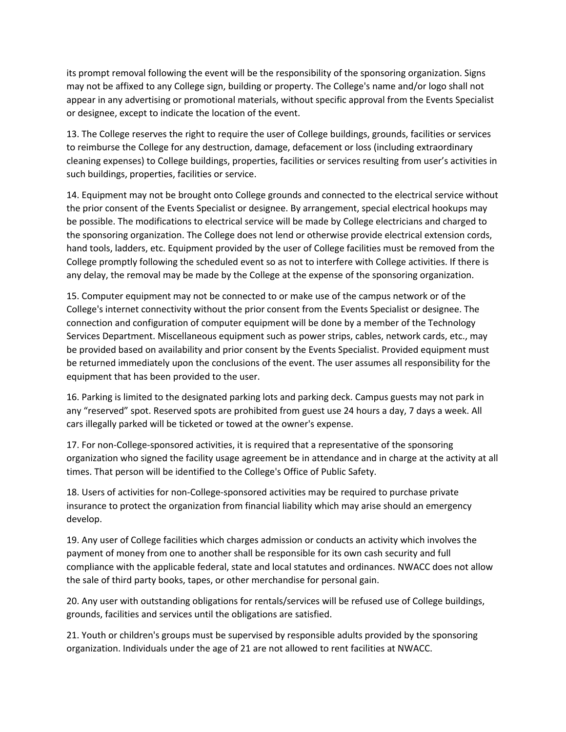its prompt removal following the event will be the responsibility of the sponsoring organization. Signs may not be affixed to any College sign, building or property. The College's name and/or logo shall not appear in any advertising or promotional materials, without specific approval from the Events Specialist or designee, except to indicate the location of the event.

13. The College reserves the right to require the user of College buildings, grounds, facilities or services to reimburse the College for any destruction, damage, defacement or loss (including extraordinary cleaning expenses) to College buildings, properties, facilities or services resulting from user's activities in such buildings, properties, facilities or service.

14. Equipment may not be brought onto College grounds and connected to the electrical service without the prior consent of the Events Specialist or designee. By arrangement, special electrical hookups may be possible. The modifications to electrical service will be made by College electricians and charged to the sponsoring organization. The College does not lend or otherwise provide electrical extension cords, hand tools, ladders, etc. Equipment provided by the user of College facilities must be removed from the College promptly following the scheduled event so as not to interfere with College activities. If there is any delay, the removal may be made by the College at the expense of the sponsoring organization.

15. Computer equipment may not be connected to or make use of the campus network or of the College's internet connectivity without the prior consent from the Events Specialist or designee. The connection and configuration of computer equipment will be done by a member of the Technology Services Department. Miscellaneous equipment such as power strips, cables, network cards, etc., may be provided based on availability and prior consent by the Events Specialist. Provided equipment must be returned immediately upon the conclusions of the event. The user assumes all responsibility for the equipment that has been provided to the user.

16. Parking is limited to the designated parking lots and parking deck. Campus guests may not park in any "reserved" spot. Reserved spots are prohibited from guest use 24 hours a day, 7 days a week. All cars illegally parked will be ticketed or towed at the owner's expense.

17. For non-College-sponsored activities, it is required that a representative of the sponsoring organization who signed the facility usage agreement be in attendance and in charge at the activity at all times. That person will be identified to the College's Office of Public Safety.

18. Users of activities for non-College-sponsored activities may be required to purchase private insurance to protect the organization from financial liability which may arise should an emergency develop.

19. Any user of College facilities which charges admission or conducts an activity which involves the payment of money from one to another shall be responsible for its own cash security and full compliance with the applicable federal, state and local statutes and ordinances. NWACC does not allow the sale of third party books, tapes, or other merchandise for personal gain.

20. Any user with outstanding obligations for rentals/services will be refused use of College buildings, grounds, facilities and services until the obligations are satisfied.

21. Youth or children's groups must be supervised by responsible adults provided by the sponsoring organization. Individuals under the age of 21 are not allowed to rent facilities at NWACC.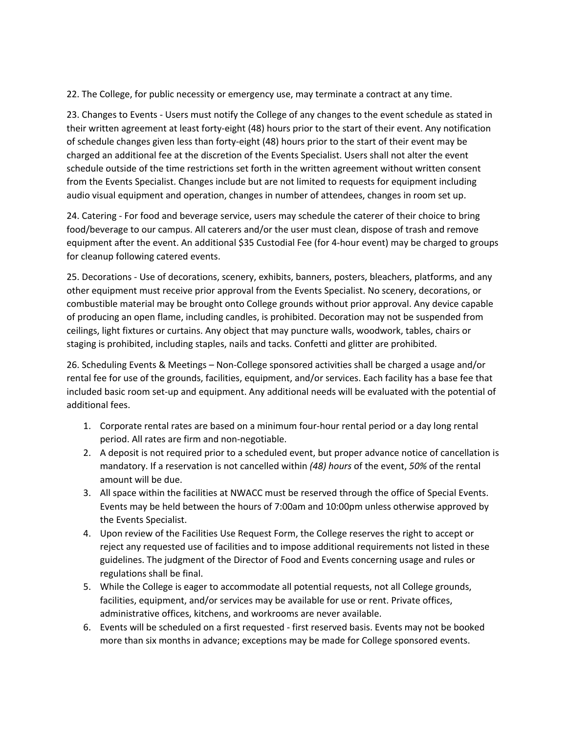22. The College, for public necessity or emergency use, may terminate a contract at any time.

23. Changes to Events - Users must notify the College of any changes to the event schedule as stated in their written agreement at least forty-eight (48) hours prior to the start of their event. Any notification of schedule changes given less than forty-eight (48) hours prior to the start of their event may be charged an additional fee at the discretion of the Events Specialist. Users shall not alter the event schedule outside of the time restrictions set forth in the written agreement without written consent from the Events Specialist. Changes include but are not limited to requests for equipment including audio visual equipment and operation, changes in number of attendees, changes in room set up.

24. Catering - For food and beverage service, users may schedule the caterer of their choice to bring food/beverage to our campus. All caterers and/or the user must clean, dispose of trash and remove equipment after the event. An additional $35 Custodial Fee (for 4-hour event) may be charged to groups for cleanup following catered events.

25. Decorations - Use of decorations, scenery, exhibits, banners, posters, bleachers, platforms, and any other equipment must receive prior approval from the Events Specialist. No scenery, decorations, or combustible material may be brought onto College grounds without prior approval. Any device capable of producing an open flame, including candles, is prohibited. Decoration may not be suspended from ceilings, light fixtures or curtains. Any object that may puncture walls, woodwork, tables, chairs or staging is prohibited, including staples, nails and tacks. Confetti and glitter are prohibited.

26. Scheduling Events & Meetings – Non-College sponsored activities shall be charged a usage and/or rental fee for use of the grounds, facilities, equipment, and/or services. Each facility has a base fee that included basic room set-up and equipment. Any additional needs will be evaluated with the potential of additional fees.

1. Corporate rental rates are based on a minimum four-hour rental period or a day long rental period. All rates are firm and non-negotiable.
2. A deposit is not required prior to a scheduled event, but proper advance notice of cancellation is mandatory. If a reservation is not cancelled within *(48) hours* of the event, *50%* of the rental amount will be due.
3. All space within the facilities at NWACC must be reserved through the office of Special Events. Events may be held between the hours of 7:00am and 10:00pm unless otherwise approved by the Events Specialist.
4. Upon review of the Facilities Use Request Form, the College reserves the right to accept or reject any requested use of facilities and to impose additional requirements not listed in these guidelines. The judgment of the Director of Food and Events concerning usage and rules or regulations shall be final.
5. While the College is eager to accommodate all potential requests, not all College grounds, facilities, equipment, and/or services may be available for use or rent. Private offices, administrative offices, kitchens, and workrooms are never available.
6. Events will be scheduled on a first requested - first reserved basis. Events may not be booked more than six months in advance; exceptions may be made for College sponsored events.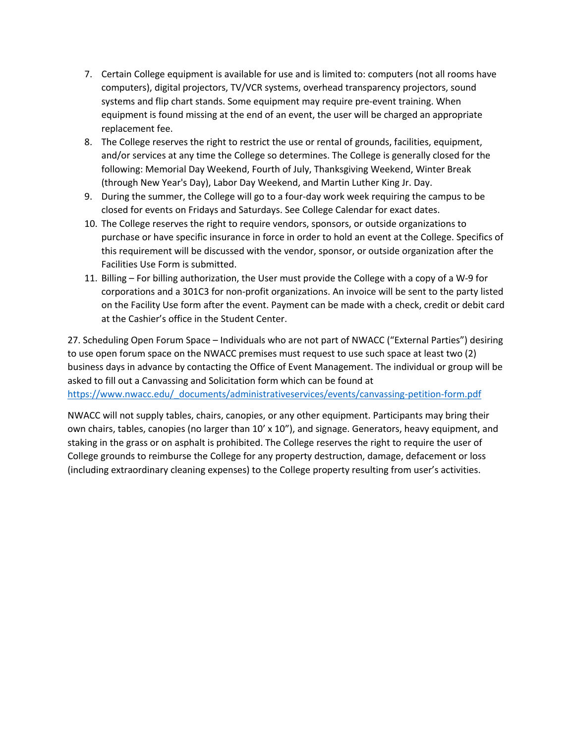7. Certain College equipment is available for use and is limited to: computers (not all rooms have computers), digital projectors, TV/VCR systems, overhead transparency projectors, sound systems and flip chart stands. Some equipment may require pre-event training. When equipment is found missing at the end of an event, the user will be charged an appropriate replacement fee.
8. The College reserves the right to restrict the use or rental of grounds, facilities, equipment, and/or services at any time the College so determines. The College is generally closed for the following: Memorial Day Weekend, Fourth of July, Thanksgiving Weekend, Winter Break (through New Year's Day), Labor Day Weekend, and Martin Luther King Jr. Day.
9. During the summer, the College will go to a four-day work week requiring the campus to be closed for events on Fridays and Saturdays. See College Calendar for exact dates.
10. The College reserves the right to require vendors, sponsors, or outside organizations to purchase or have specific insurance in force in order to hold an event at the College. Specifics of this requirement will be discussed with the vendor, sponsor, or outside organization after the Facilities Use Form is submitted.
11. Billing – For billing authorization, the User must provide the College with a copy of a W-9 for corporations and a 301C3 for non-profit organizations. An invoice will be sent to the party listed on the Facility Use form after the event. Payment can be made with a check, credit or debit card at the Cashier's office in the Student Center.

27. Scheduling Open Forum Space – Individuals who are not part of NWACC ("External Parties") desiring to use open forum space on the NWACC premises must request to use such space at least two (2) business days in advance by contacting the Office of Event Management. The individual or group will be asked to fill out a Canvassing and Solicitation form which can be found at https://www.nwacc.edu/_documents/administrativeservices/events/canvassing-petition-form.pdf

NWACC will not supply tables, chairs, canopies, or any other equipment. Participants may bring their own chairs, tables, canopies (no larger than 10' x 10"), and signage. Generators, heavy equipment, and staking in the grass or on asphalt is prohibited. The College reserves the right to require the user of College grounds to reimburse the College for any property destruction, damage, defacement or loss (including extraordinary cleaning expenses) to the College property resulting from user's activities.